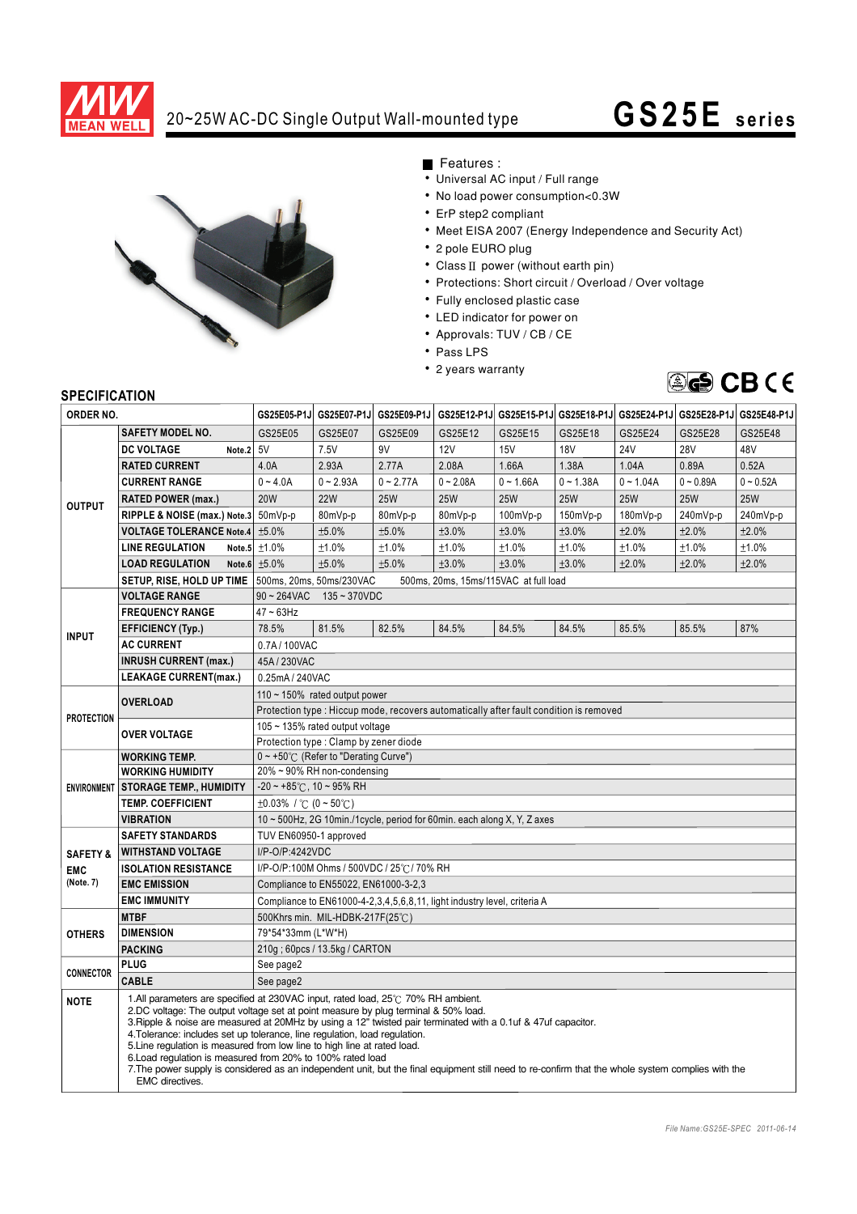# 20~25W AC-DC Single Output Wall-mounted type

# GS25E series

## Features :

- Universal AC input / Full range
- No load power consumption<0.3W
- ErP step2 compliant
- Meet EISA 2007 (Energy Independence and Security Act)
- 2 pole EURO plug
- Class II power (without earth pin)
- Protections: Short circuit / Overload / Over voltage
- Fully enclosed plastic case
- LED indicator for power on
- Approvals: TUV / CB / CE
- Pass LPS
- 2 years warranty

## SPECIFICATION

| ORDER NO. | | GS25E05-P1J | GS25E07-P1J | GS25E09-P1J | GS25E12-P1J | GS25E15-P1J | GS25E18-P1J | GS25E24-P1J | GS25E28-P1J | GS25E48-P1J |
|---|---|---|---|---|---|---|---|---|---|---|
| OUTPUT | SAFETY MODEL NO. | GS25E05 | GS25E07 | GS25E09 | GS25E12 | GS25E15 | GS25E18 | GS25E24 | GS25E28 | GS25E48 |
| | DC VOLTAGE Note.2 | 5V | 7.5V | 9V | 12V | 15V | 18V | 24V | 28V | 48V |
| | RATED CURRENT | 4.0A | 2.93A | 2.77A | 2.08A | 1.66A | 1.38A | 1.04A | 0.89A | 0.52A |
| | CURRENT RANGE | 0 ~ 4.0A | 0 ~ 2.93A | 0 ~ 2.77A | 0 ~ 2.08A | 0 ~ 1.66A | 0 ~ 1.38A | 0 ~ 1.04A | 0 ~ 0.89A | 0 ~ 0.52A |
| | RATED POWER (max.) | 20W | 22W | 25W | 25W | 25W | 25W | 25W | 25W | 25W |
| | RIPPLE & NOISE (max.) Note.3 | 50mVp-p | 80mVp-p | 80mVp-p | 80mVp-p | 100mVp-p | 150mVp-p | 180mVp-p | 240mVp-p | 240mVp-p |
| | VOLTAGE TOLERANCE Note.4 | ±5.0% | ±5.0% | ±5.0% | ±3.0% | ±3.0% | ±3.0% | ±2.0% | ±2.0% | ±2.0% |
| | LINE REGULATION Note.5 | ±1.0% | ±1.0% | ±1.0% | ±1.0% | ±1.0% | ±1.0% | ±1.0% | ±1.0% | ±1.0% |
| | LOAD REGULATION Note.6 | ±5.0% | ±5.0% | ±5.0% | ±3.0% | ±3.0% | ±3.0% | ±2.0% | ±2.0% | ±2.0% |
| | SETUP, RISE, HOLD UP TIME | 500ms, 20ms, 50ms/230VAC 500ms, 20ms, 15ms/115VAC at full load | | | | | | | | |
| INPUT | VOLTAGE RANGE | 90 ~ 264VAC 135 ~ 370VDC | | | | | | | | |
| | FREQUENCY RANGE | 47 ~ 63Hz | | | | | | | | |
| | EFFICIENCY (Typ.) | 78.5% | 81.5% | 82.5% | 84.5% | 84.5% | 84.5% | 85.5% | 85.5% | 87% |
| | AC CURRENT | 0.7A / 100VAC | | | | | | | | |
| | INRUSH CURRENT (max.) | 45A / 230VAC | | | | | | | | |
| | LEAKAGE CURRENT(max.) | 0.25mA / 240VAC | | | | | | | | |
| PROTECTION | OVERLOAD | 110 ~ 150% rated output power | | | | | | | | |
| | | Protection type : Hiccup mode, recovers automatically after fault condition is removed | | | | | | | | |
| | OVER VOLTAGE | 105 ~ 135% rated output voltage | | | | | | | | |
| | | Protection type : Clamp by zener diode | | | | | | | | |
| ENVIRONMENT | WORKING TEMP. | 0 ~ +50℃ (Refer to "Derating Curve") | | | | | | | | |
| | WORKING HUMIDITY | 20% ~ 90% RH non-condensing | | | | | | | | |
| | STORAGE TEMP., HUMIDITY | -20 ~ +85℃, 10 ~ 95% RH | | | | | | | | |
| | TEMP. COEFFICIENT | ±0.03% / ℃ (0 ~ 50℃) | | | | | | | | |
| | VIBRATION | 10 ~ 500Hz, 2G 10min./1cycle, period for 60min. each along X, Y, Z axes | | | | | | | | |
| SAFETY & EMC (Note. 7) | SAFETY STANDARDS | TUV EN60950-1 approved | | | | | | | | |
| | WITHSTAND VOLTAGE | I/P-O/P:4242VDC | | | | | | | | |
| | ISOLATION RESISTANCE | I/P-O/P:100M Ohms / 500VDC / 25℃/ 70% RH | | | | | | | | |
| | EMC EMISSION | Compliance to EN55022, EN61000-3-2,3 | | | | | | | | |
| | EMC IMMUNITY | Compliance to EN61000-4-2,3,4,5,6,8,11, light industry level, criteria A | | | | | | | | |
| OTHERS | MTBF | 500Khrs min. MIL-HDBK-217F(25℃) | | | | | | | | |
| | DIMENSION | 79*54*33mm (L*W*H) | | | | | | | | |
| | PACKING | 210g ; 60pcs / 13.5kg / CARTON | | | | | | | | |
| CONNECTOR | PLUG | See page2 | | | | | | | | |
| | CABLE | See page2 | | | | | | | | |

**NOTE**

1. All parameters are specified at 230VAC input, rated load, 25℃ 70% RH ambient.
2. DC voltage: The output voltage set at point measure by plug terminal & 50% load.
3. Ripple & noise are measured at 20MHz by using a 12" twisted pair terminated with a 0.1uf & 47uf capacitor.
4. Tolerance: includes set up tolerance, line regulation, load regulation.
5. Line regulation is measured from low line to high line at rated load.
6. Load regulation is measured from 20% to 100% rated load
7. The power supply is considered as an independent unit, but the final equipment still need to re-confirm that the whole system complies with the EMC directives.

*File Name:GS25E-SPEC 2011-06-14*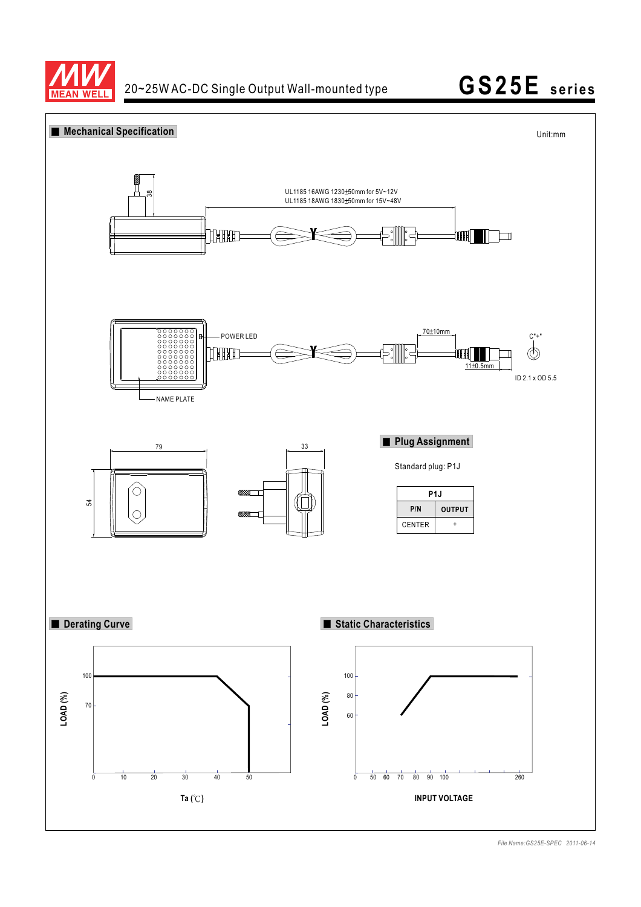## Mechanical Specification

Unit:mm

UL1185 16AWG 1230±50mm for 5V~12V
UL1185 18AWG 1830±50mm for 15V~48V

38

POWER LED

70±10mm

C"+"

11±0.5mm

ID 2.1 x OD 5.5

NAME PLATE

79

54

33

## Plug Assignment

Standard plug: P1J

| P1J | |
|---|---|
| P/N | OUTPUT |
| CENTER | + |

## Derating Curve

LOAD (%)

100

70

0 10 20 30 40 50

Ta (℃)

## Static Characteristics

LOAD (%)

100

80

60

0 50 60 70 80 90 100 260

INPUT VOLTAGE

*File Name:GS25E-SPEC 2011-06-14*